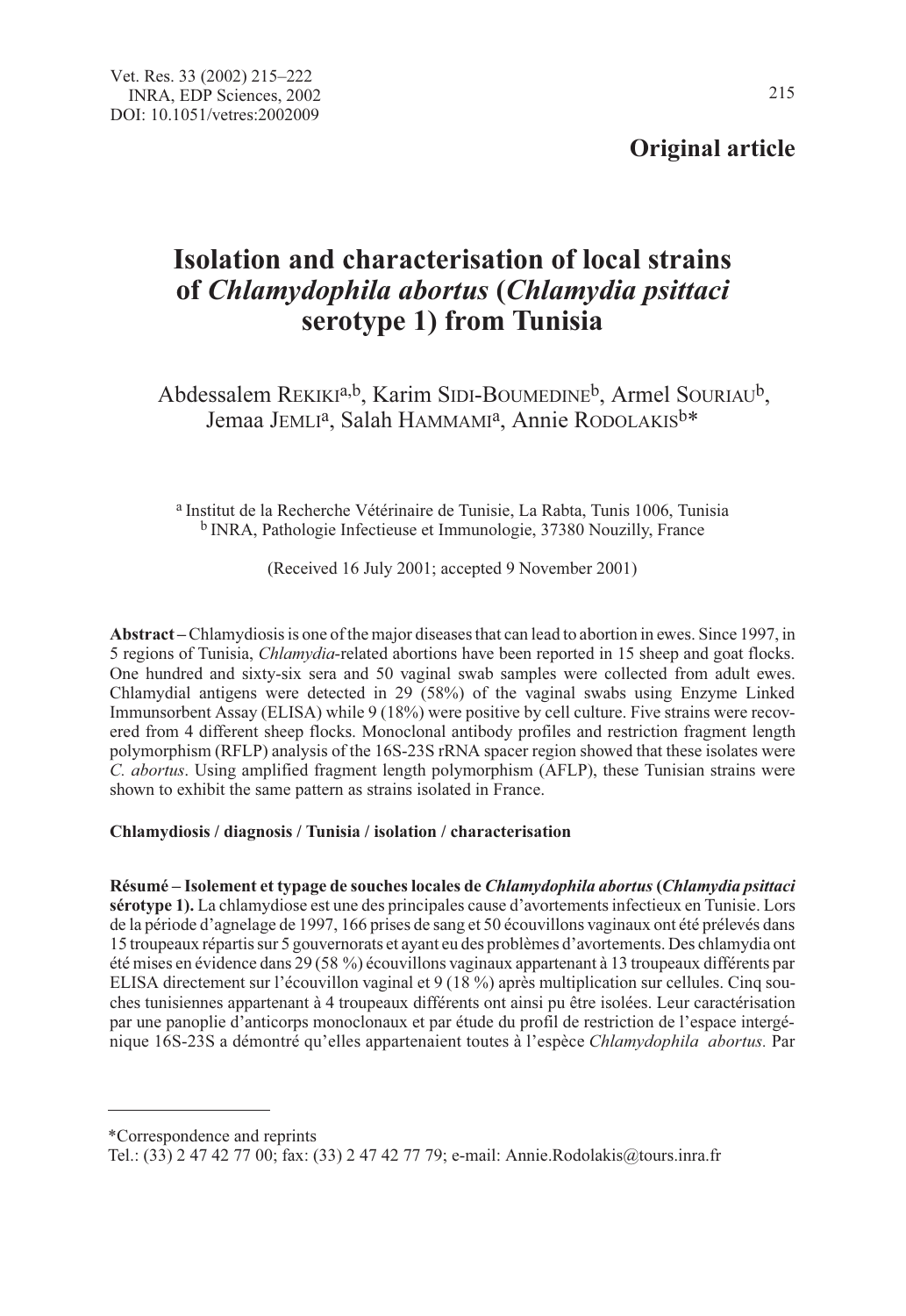**Original article**

# Isolation and characterisation of local strains of *Chlamydophila abortus* (*Chlamydia psittaci* serotype 1) from Tunisia

Abdessalem Rekiki[a,b], Karim Sidi-Boumedine[b], Armel Souriau[b], Jemaa Jemli[a], Salah Hammami[a], Annie Rodolakis[b]*

[a] Institut de la Recherche Vétérinaire de Tunisie, La Rabta, Tunis 1006, Tunisia
[b] INRA, Pathologie Infectieuse et Immunologie, 37380 Nouzilly, France

(Received 16 July 2001; accepted 9 November 2001)

**Abstract –** Chlamydiosis is one of the major diseases that can lead to abortion in ewes. Since 1997, in 5 regions of Tunisia, *Chlamydia*-related abortions have been reported in 15 sheep and goat flocks. One hundred and sixty-six sera and 50 vaginal swab samples were collected from adult ewes. Chlamydial antigens were detected in 29 (58%) of the vaginal swabs using Enzyme Linked Immunsorbent Assay (ELISA) while 9 (18%) were positive by cell culture. Five strains were recovered from 4 different sheep flocks. Monoclonal antibody profiles and restriction fragment length polymorphism (RFLP) analysis of the 16S-23S rRNA spacer region showed that these isolates were *C. abortus*. Using amplified fragment length polymorphism (AFLP), these Tunisian strains were shown to exhibit the same pattern as strains isolated in France.

**Chlamydiosis / diagnosis / Tunisia / isolation / characterisation**

**Résumé – Isolement et typage de souches locales de *Chlamydophila abortus* (*Chlamydia psittaci* sérotype 1).** La chlamydiose est une des principales cause d'avortements infectieux en Tunisie. Lors de la période d'agnelage de 1997, 166 prises de sang et 50 écouvillons vaginaux ont été prélevés dans 15 troupeaux répartis sur 5 gouvernorats et ayant eu des problèmes d'avortements. Des chlamydia ont été mises en évidence dans 29 (58 %) écouvillons vaginaux appartenant à 13 troupeaux différents par ELISA directement sur l'écouvillon vaginal et 9 (18 %) après multiplication sur cellules. Cinq souches tunisiennes appartenant à 4 troupeaux différents ont ainsi pu être isolées. Leur caractérisation par une panoplie d'anticorps monoclonaux et par étude du profil de restriction de l'espace intergénique 16S-23S a démontré qu'elles appartenaient toutes à l'espèce *Chlamydophila abortus.* Par

*Correspondence and reprints
Tel.: (33) 2 47 42 77 00; fax: (33) 2 47 42 77 79; e-mail: Annie.Rodolakis@tours.inra.fr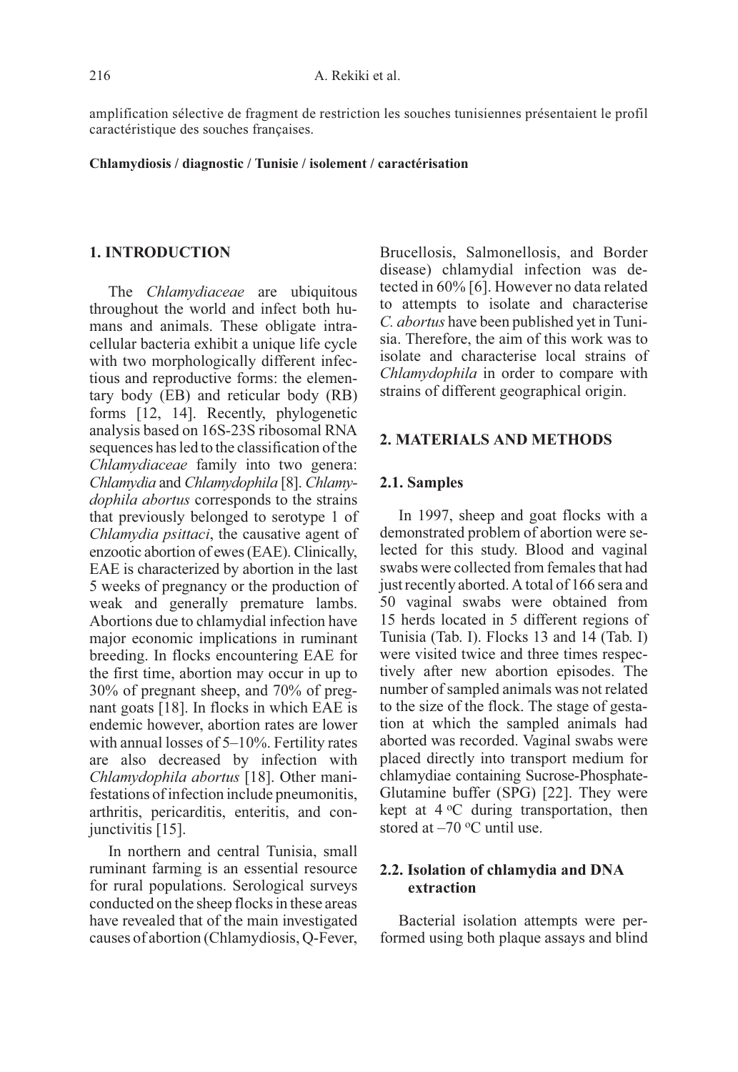amplification sélective de fragment de restriction les souches tunisiennes présentaient le profil caractéristique des souches françaises.

**Chlamydiosis / diagnostic / Tunisie / isolement / caractérisation**

## 1. INTRODUCTION

The *Chlamydiaceae* are ubiquitous throughout the world and infect both humans and animals. These obligate intracellular bacteria exhibit a unique life cycle with two morphologically different infectious and reproductive forms: the elementary body (EB) and reticular body (RB) forms [12, 14]. Recently, phylogenetic analysis based on 16S-23S ribosomal RNA sequences has led to the classification of the *Chlamydiaceae* family into two genera: *Chlamydia* and *Chlamydophila* [8]. *Chlamydophila abortus* corresponds to the strains that previously belonged to serotype 1 of *Chlamydia psittaci*, the causative agent of enzootic abortion of ewes (EAE). Clinically, EAE is characterized by abortion in the last 5 weeks of pregnancy or the production of weak and generally premature lambs. Abortions due to chlamydial infection have major economic implications in ruminant breeding. In flocks encountering EAE for the first time, abortion may occur in up to 30% of pregnant sheep, and 70% of pregnant goats [18]. In flocks in which EAE is endemic however, abortion rates are lower with annual losses of 5–10%. Fertility rates are also decreased by infection with *Chlamydophila abortus* [18]. Other manifestations of infection include pneumonitis, arthritis, pericarditis, enteritis, and conjunctivitis [15].

In northern and central Tunisia, small ruminant farming is an essential resource for rural populations. Serological surveys conducted on the sheep flocks in these areas have revealed that of the main investigated causes of abortion (Chlamydiosis, Q-Fever, Brucellosis, Salmonellosis, and Border disease) chlamydial infection was detected in 60% [6]. However no data related to attempts to isolate and characterise *C. abortus* have been published yet in Tunisia. Therefore, the aim of this work was to isolate and characterise local strains of *Chlamydophila* in order to compare with strains of different geographical origin.

## 2. MATERIALS AND METHODS

### 2.1. Samples

In 1997, sheep and goat flocks with a demonstrated problem of abortion were selected for this study. Blood and vaginal swabs were collected from females that had just recently aborted. A total of 166 sera and 50 vaginal swabs were obtained from 15 herds located in 5 different regions of Tunisia (Tab. I). Flocks 13 and 14 (Tab. I) were visited twice and three times respectively after new abortion episodes. The number of sampled animals was not related to the size of the flock. The stage of gestation at which the sampled animals had aborted was recorded. Vaginal swabs were placed directly into transport medium for chlamydiae containing Sucrose-Phosphate-Glutamine buffer (SPG) [22]. They were kept at 4 °C during transportation, then stored at –70 °C until use.

### 2.2. Isolation of chlamydia and DNA extraction

Bacterial isolation attempts were performed using both plaque assays and blind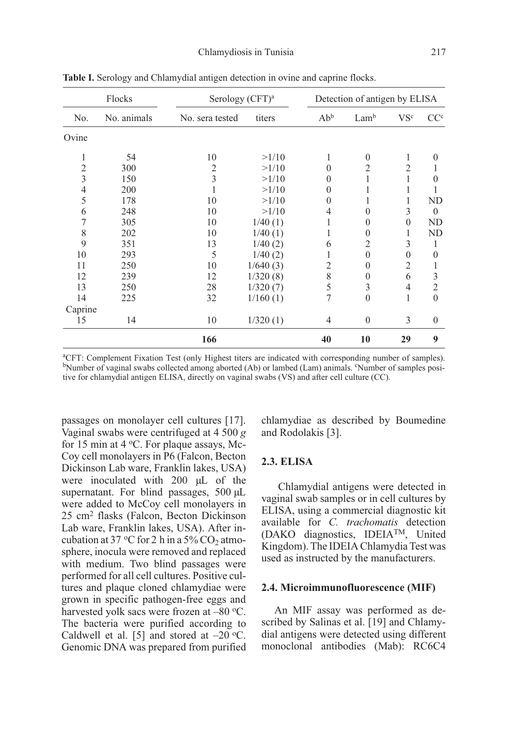**Table I.** Serology and Chlamydial antigen detection in ovine and caprine flocks.

| Flocks | | Serology (CFT)[a] | | Detection of antigen by ELISA | | | |
|---|---|---|---|---|---|---|---|
| No. | No. animals | No. sera tested | titers | Ab[b] | Lam[b] | VS[c] | CC[c] |
| Ovine | | | | | | | |
| 1 | 54 | 10 | >1/10 | 1 | 0 | 1 | 0 |
| 2 | 300 | 2 | >1/10 | 0 | 2 | 2 | 1 |
| 3 | 150 | 3 | >1/10 | 0 | 1 | 1 | 0 |
| 4 | 200 | 1 | >1/10 | 0 | 1 | 1 | 1 |
| 5 | 178 | 10 | >1/10 | 0 | 1 | 1 | ND |
| 6 | 248 | 10 | >1/10 | 4 | 0 | 3 | 0 |
| 7 | 305 | 10 | 1/40 (1) | 1 | 0 | 0 | ND |
| 8 | 202 | 10 | 1/40 (1) | 1 | 0 | 1 | ND |
| 9 | 351 | 13 | 1/40 (2) | 6 | 2 | 3 | 1 |
| 10 | 293 | 5 | 1/40 (2) | 1 | 0 | 0 | 0 |
| 11 | 250 | 10 | 1/640 (3) | 2 | 0 | 2 | 1 |
| 12 | 239 | 12 | 1/320 (8) | 8 | 0 | 6 | 3 |
| 13 | 250 | 28 | 1/320 (7) | 5 | 3 | 4 | 2 |
| 14 | 225 | 32 | 1/160 (1) | 7 | 0 | 1 | 0 |
| Caprine | | | | | | | |
| 15 | 14 | 10 | 1/320 (1) | 4 | 0 | 3 | 0 |
| | | **166** | | **40** | **10** | **29** | **9** |

[a]CFT: Complement Fixation Test (only Highest titers are indicated with corresponding number of samples). [b]Number of vaginal swabs collected among aborted (Ab) or lambed (Lam) animals. [c]Number of samples positive for chlamydial antigen ELISA, directly on vaginal swabs (VS) and after cell culture (CC).

passages on monolayer cell cultures [17]. Vaginal swabs were centrifuged at 4 500 *g* for 15 min at 4 °C. For plaque assays, McCoy cell monolayers in P6 (Falcon, Becton Dickinson Lab ware, Franklin lakes, USA) were inoculated with 200 μL of the supernatant. For blind passages, 500 μL were added to McCoy cell monolayers in 25 cm$^2$ flasks (Falcon, Becton Dickinson Lab ware, Franklin lakes, USA). After incubation at 37 °C for 2 h in a 5% $CO_2$ atmosphere, inocula were removed and replaced with medium. Two blind passages were performed for all cell cultures. Positive cultures and plaque cloned chlamydiae were grown in specific pathogen-free eggs and harvested yolk sacs were frozen at –80 °C. The bacteria were purified according to Caldwell et al. [5] and stored at –20 °C. Genomic DNA was prepared from purified chlamydiae as described by Boumedine and Rodolakis [3].

### 2.3. ELISA

Chlamydial antigens were detected in vaginal swab samples or in cell cultures by ELISA, using a commercial diagnostic kit available for *C. trachomatis* detection (DAKO diagnostics, IDEIA™, United Kingdom). The IDEIA Chlamydia Test was used as instructed by the manufacturers.

### 2.4. Microimmunofluorescence (MIF)

An MIF assay was performed as described by Salinas et al. [19] and Chlamydial antigens were detected using different monoclonal antibodies (Mab): RC6C4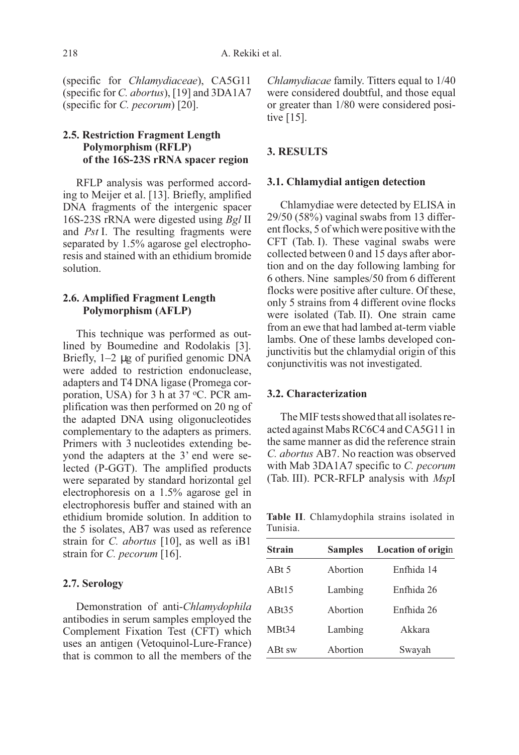(specific for *Chlamydiaceae*), CA5G11 (specific for *C. abortus*), [19] and 3DA1A7 (specific for *C. pecorum*) [20].

### 2.5. Restriction Fragment Length Polymorphism (RFLP) of the 16S-23S rRNA spacer region

RFLP analysis was performed according to Meijer et al. [13]. Briefly, amplified DNA fragments of the intergenic spacer 16S-23S rRNA were digested using *Bgl* II and *Pst* I. The resulting fragments were separated by 1.5% agarose gel electrophoresis and stained with an ethidium bromide solution.

### 2.6. Amplified Fragment Length Polymorphism (AFLP)

This technique was performed as outlined by Boumedine and Rodolakis [3]. Briefly, 1–2 μg of purified genomic DNA were added to restriction endonuclease, adapters and T4 DNA ligase (Promega corporation, USA) for 3 h at 37 °C. PCR amplification was then performed on 20 ng of the adapted DNA using oligonucleotides complementary to the adapters as primers. Primers with 3 nucleotides extending beyond the adapters at the 3' end were selected (P-GGT). The amplified products were separated by standard horizontal gel electrophoresis on a 1.5% agarose gel in electrophoresis buffer and stained with an ethidium bromide solution. In addition to the 5 isolates, AB7 was used as reference strain for *C. abortus* [10], as well as iB1 strain for *C. pecorum* [16].

### 2.7. Serology

Demonstration of anti-*Chlamydophila* antibodies in serum samples employed the Complement Fixation Test (CFT) which uses an antigen (Vetoquinol-Lure-France) that is common to all the members of the *Chlamydiacae* family. Titters equal to 1/40 were considered doubtful, and those equal or greater than 1/80 were considered positive [15].

## 3. RESULTS

### 3.1. Chlamydial antigen detection

Chlamydiae were detected by ELISA in 29/50 (58%) vaginal swabs from 13 different flocks, 5 of which were positive with the CFT (Tab. I). These vaginal swabs were collected between 0 and 15 days after abortion and on the day following lambing for 6 others. Nine samples/50 from 6 different flocks were positive after culture. Of these, only 5 strains from 4 different ovine flocks were isolated (Tab. II). One strain came from an ewe that had lambed at-term viable lambs. One of these lambs developed conjunctivitis but the chlamydial origin of this conjunctivitis was not investigated.

### 3.2. Characterization

The MIF tests showed that all isolates reacted against Mabs RC6C4 and CA5G11 in the same manner as did the reference strain *C. abortus* AB7. No reaction was observed with Mab 3DA1A7 specific to *C. pecorum* (Tab. III). PCR-RFLP analysis with *Msp*I

**Table II**. Chlamydophila strains isolated in Tunisia.

| Strain | Samples | Location of origin |
|---|---|---|
| ABt 5 | Abortion | Enfhida 14 |
| ABt15 | Lambing | Enfhida 26 |
| ABt35 | Abortion | Enfhida 26 |
| MBt34 | Lambing | Akkara |
| ABt sw | Abortion | Swayah |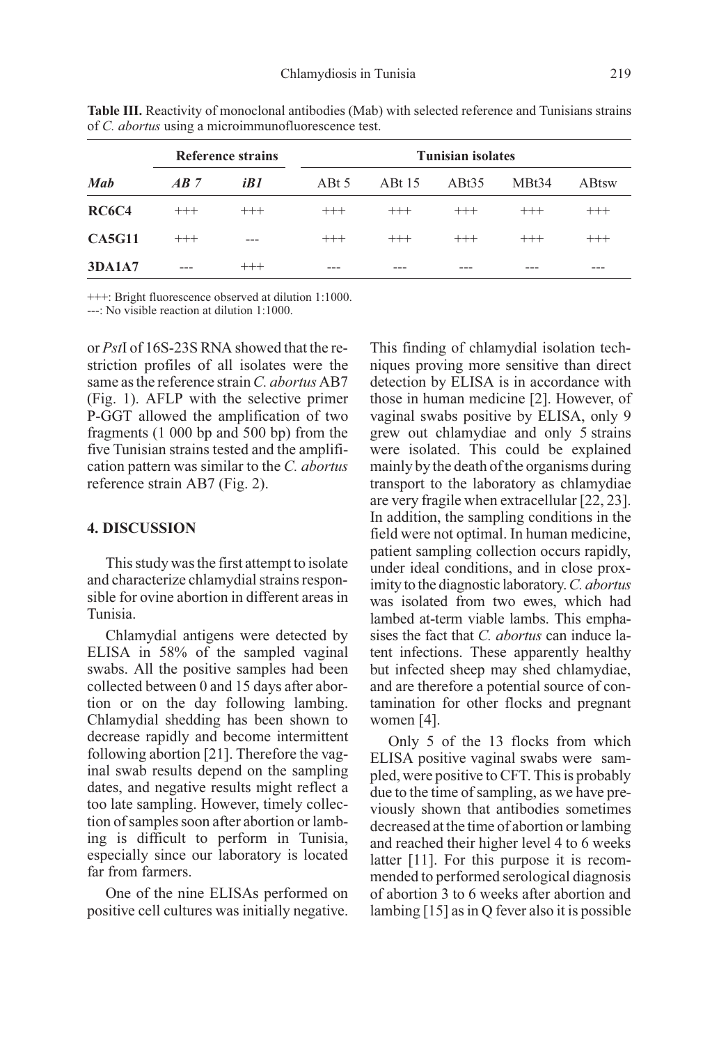**Table III.** Reactivity of monoclonal antibodies (Mab) with selected reference and Tunisians strains of *C. abortus* using a microimmunofluorescence test.

| | Reference strains | | Tunisian isolates | | | | |
|---|---|---|---|---|---|---|---|
| ***Mab*** | ***AB 7*** | ***iB1*** | ABt 5 | ABt 15 | ABt35 | MBt34 | ABtsw |
| **RC6C4** | +++ | +++ | +++ | +++ | +++ | +++ | +++ |
| **CA5G11** | +++ | --- | +++ | +++ | +++ | +++ | +++ |
| **3DA1A7** | --- | +++ | --- | --- | --- | --- | --- |

+++: Bright fluorescence observed at dilution 1:1000.
---: No visible reaction at dilution 1:1000.

or *Pst*I of 16S-23S RNA showed that the restriction profiles of all isolates were the same as the reference strain *C. abortus* AB7 (Fig. 1). AFLP with the selective primer P-GGT allowed the amplification of two fragments (1 000 bp and 500 bp) from the five Tunisian strains tested and the amplification pattern was similar to the *C. abortus* reference strain AB7 (Fig. 2).

## 4. DISCUSSION

This study was the first attempt to isolate and characterize chlamydial strains responsible for ovine abortion in different areas in Tunisia.

Chlamydial antigens were detected by ELISA in 58% of the sampled vaginal swabs. All the positive samples had been collected between 0 and 15 days after abortion or on the day following lambing. Chlamydial shedding has been shown to decrease rapidly and become intermittent following abortion [21]. Therefore the vaginal swab results depend on the sampling dates, and negative results might reflect a too late sampling. However, timely collection of samples soon after abortion or lambing is difficult to perform in Tunisia, especially since our laboratory is located far from farmers.

One of the nine ELISAs performed on positive cell cultures was initially negative. This finding of chlamydial isolation techniques proving more sensitive than direct detection by ELISA is in accordance with those in human medicine [2]. However, of vaginal swabs positive by ELISA, only 9 grew out chlamydiae and only 5 strains were isolated. This could be explained mainly by the death of the organisms during transport to the laboratory as chlamydiae are very fragile when extracellular [22, 23]. In addition, the sampling conditions in the field were not optimal. In human medicine, patient sampling collection occurs rapidly, under ideal conditions, and in close proximity to the diagnostic laboratory. *C. abortus* was isolated from two ewes, which had lambed at-term viable lambs. This emphasises the fact that *C. abortus* can induce latent infections. These apparently healthy but infected sheep may shed chlamydiae, and are therefore a potential source of contamination for other flocks and pregnant women [4].

Only 5 of the 13 flocks from which ELISA positive vaginal swabs were sampled, were positive to CFT. This is probably due to the time of sampling, as we have previously shown that antibodies sometimes decreased at the time of abortion or lambing and reached their higher level 4 to 6 weeks latter [11]. For this purpose it is recommended to performed serological diagnosis of abortion 3 to 6 weeks after abortion and lambing [15] as in Q fever also it is possible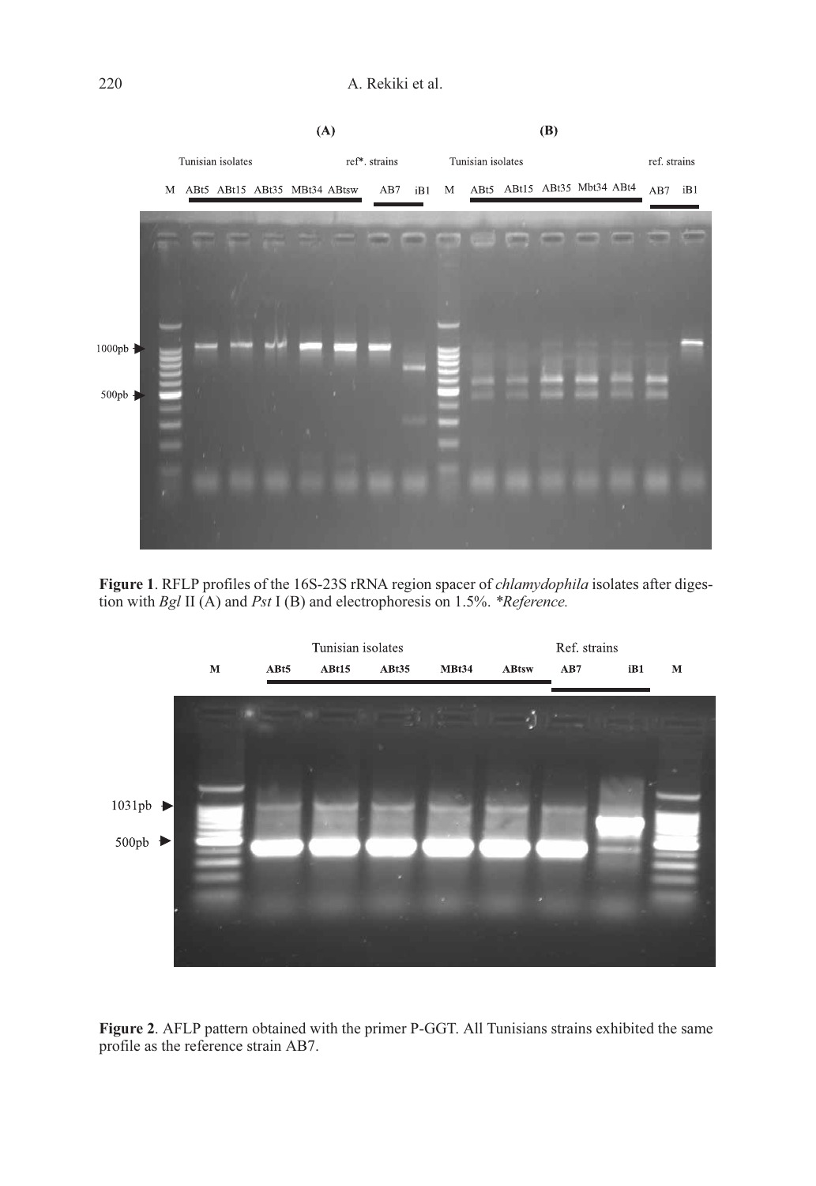**Figure 1**. RFLP profiles of the 16S-23S rRNA region spacer of *chlamydophila* isolates after digestion with *Bgl* II (A) and *Pst* I (B) and electrophoresis on 1.5%. *\*Reference.*

**Figure 2**. AFLP pattern obtained with the primer P-GGT. All Tunisians strains exhibited the same profile as the reference strain AB7.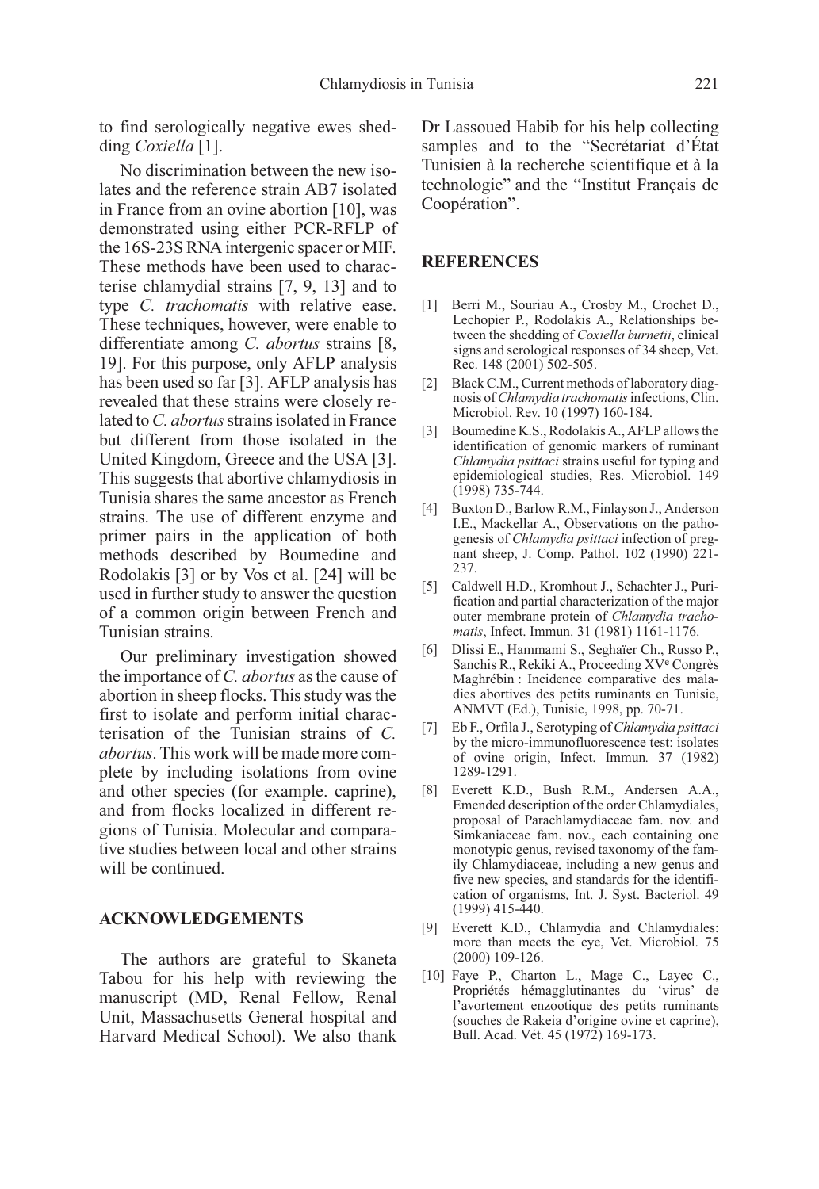to find serologically negative ewes shedding *Coxiella* [1].

No discrimination between the new isolates and the reference strain AB7 isolated in France from an ovine abortion [10], was demonstrated using either PCR-RFLP of the 16S-23S RNA intergenic spacer or MIF. These methods have been used to characterise chlamydial strains [7, 9, 13] and to type *C. trachomatis* with relative ease. These techniques, however, were enable to differentiate among *C. abortus* strains [8, 19]. For this purpose, only AFLP analysis has been used so far [3]. AFLP analysis has revealed that these strains were closely related to *C. abortus* strains isolated in France but different from those isolated in the United Kingdom, Greece and the USA [3]. This suggests that abortive chlamydiosis in Tunisia shares the same ancestor as French strains. The use of different enzyme and primer pairs in the application of both methods described by Boumedine and Rodolakis [3] or by Vos et al. [24] will be used in further study to answer the question of a common origin between French and Tunisian strains.

Our preliminary investigation showed the importance of *C. abortus* as the cause of abortion in sheep flocks. This study was the first to isolate and perform initial characterisation of the Tunisian strains of *C. abortus*. This work will be made more complete by including isolations from ovine and other species (for example. caprine), and from flocks localized in different regions of Tunisia. Molecular and comparative studies between local and other strains will be continued.

## ACKNOWLEDGEMENTS

The authors are grateful to Skaneta Tabou for his help with reviewing the manuscript (MD, Renal Fellow, Renal Unit, Massachusetts General hospital and Harvard Medical School). We also thank Dr Lassoued Habib for his help collecting samples and to the "Secrétariat d'État Tunisien à la recherche scientifique et à la technologie" and the "Institut Français de Coopération".

## REFERENCES

[1] Berri M., Souriau A., Crosby M., Crochet D., Lechopier P., Rodolakis A., Relationships between the shedding of *Coxiella burnetii*, clinical signs and serological responses of 34 sheep, Vet. Rec. 148 (2001) 502-505.

[2] Black C.M., Current methods of laboratory diagnosis of *Chlamydia trachomatis* infections, Clin. Microbiol. Rev. 10 (1997) 160-184.

[3] Boumedine K.S., Rodolakis A., AFLP allows the identification of genomic markers of ruminant *Chlamydia psittaci* strains useful for typing and epidemiological studies, Res. Microbiol. 149 (1998) 735-744.

[4] Buxton D., Barlow R.M., Finlayson J., Anderson I.E., Mackellar A., Observations on the pathogenesis of *Chlamydia psittaci* infection of pregnant sheep, J. Comp. Pathol. 102 (1990) 221-237.

[5] Caldwell H.D., Kromhout J., Schachter J., Purification and partial characterization of the major outer membrane protein of *Chlamydia trachomatis*, Infect. Immun. 31 (1981) 1161-1176.

[6] Dlissi E., Hammami S., Seghaïer Ch., Russo P., Sanchis R., Rekiki A., Proceeding XV[e] Congrès Maghrébin : Incidence comparative des maladies abortives des petits ruminants en Tunisie, ANMVT (Ed.), Tunisie, 1998, pp. 70-71.

[7] Eb F., Orfila J., Serotyping of *Chlamydia psittaci* by the micro-immunofluorescence test: isolates of ovine origin, Infect. Immun. 37 (1982) 1289-1291.

[8] Everett K.D., Bush R.M., Andersen A.A., Emended description of the order Chlamydiales, proposal of Parachlamydiaceae fam. nov. and Simkaniaceae fam. nov., each containing one monotypic genus, revised taxonomy of the family Chlamydiaceae, including a new genus and five new species, and standards for the identification of organisms, Int. J. Syst. Bacteriol. 49 (1999) 415-440.

[9] Everett K.D., Chlamydia and Chlamydiales: more than meets the eye, Vet. Microbiol. 75 (2000) 109-126.

[10] Faye P., Charton L., Mage C., Layec C., Propriétés hémagglutinantes du 'virus' de l'avortement enzootique des petits ruminants (souches de Rakeia d'origine ovine et caprine), Bull. Acad. Vét. 45 (1972) 169-173.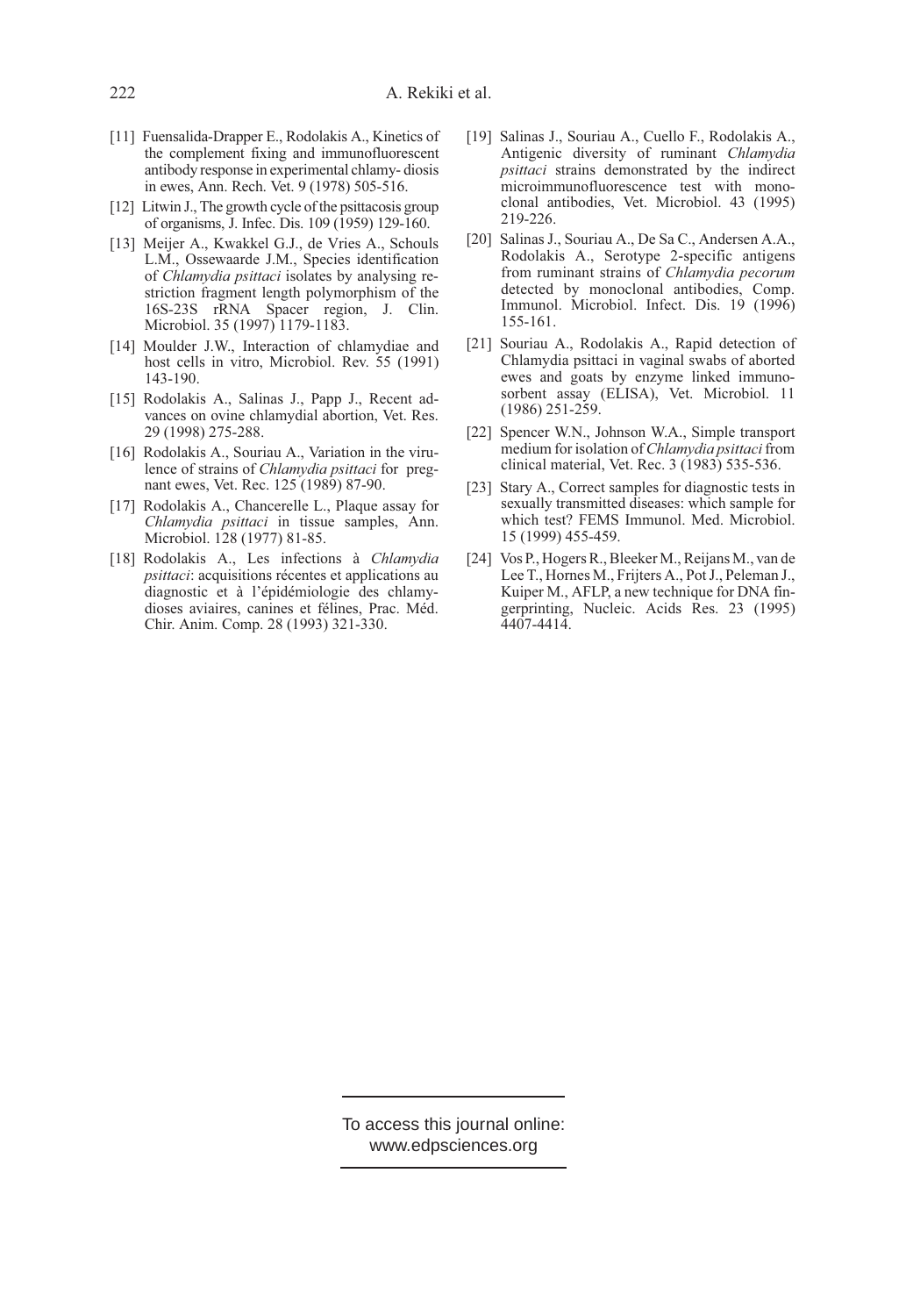[11] Fuensalida-Drapper E., Rodolakis A., Kinetics of the complement fixing and immunofluorescent antibody response in experimental chlamy- diosis in ewes, Ann. Rech. Vet. 9 (1978) 505-516.

[12] Litwin J., The growth cycle of the psittacosis group of organisms, J. Infec. Dis. 109 (1959) 129-160.

[13] Meijer A., Kwakkel G.J., de Vries A., Schouls L.M., Ossewaarde J.M., Species identification of *Chlamydia psittaci* isolates by analysing restriction fragment length polymorphism of the 16S-23S rRNA Spacer region, J. Clin. Microbiol. 35 (1997) 1179-1183.

[14] Moulder J.W., Interaction of chlamydiae and host cells in vitro, Microbiol. Rev. 55 (1991) 143-190.

[15] Rodolakis A., Salinas J., Papp J., Recent advances on ovine chlamydial abortion, Vet. Res. 29 (1998) 275-288.

[16] Rodolakis A., Souriau A., Variation in the virulence of strains of *Chlamydia psittaci* for pregnant ewes, Vet. Rec. 125 (1989) 87-90.

[17] Rodolakis A., Chancerelle L., Plaque assay for *Chlamydia psittaci* in tissue samples, Ann. Microbiol. 128 (1977) 81-85.

[18] Rodolakis A., Les infections à *Chlamydia psittaci*: acquisitions récentes et applications au diagnostic et à l'épidémiologie des chlamydioses aviaires, canines et félines, Prac. Méd. Chir. Anim. Comp. 28 (1993) 321-330.

[19] Salinas J., Souriau A., Cuello F., Rodolakis A., Antigenic diversity of ruminant *Chlamydia psittaci* strains demonstrated by the indirect microimmunofluorescence test with monoclonal antibodies, Vet. Microbiol. 43 (1995) 219-226.

[20] Salinas J., Souriau A., De Sa C., Andersen A.A., Rodolakis A., Serotype 2-specific antigens from ruminant strains of *Chlamydia pecorum* detected by monoclonal antibodies, Comp. Immunol. Microbiol. Infect. Dis. 19 (1996) 155-161.

[21] Souriau A., Rodolakis A., Rapid detection of Chlamydia psittaci in vaginal swabs of aborted ewes and goats by enzyme linked immunosorbent assay (ELISA), Vet. Microbiol. 11 (1986) 251-259.

[22] Spencer W.N., Johnson W.A., Simple transport medium for isolation of *Chlamydia psittaci* from clinical material, Vet. Rec. 3 (1983) 535-536.

[23] Stary A., Correct samples for diagnostic tests in sexually transmitted diseases: which sample for which test? FEMS Immunol. Med. Microbiol. 15 (1999) 455-459.

[24] Vos P., Hogers R., Bleeker M., Reijans M., van de Lee T., Hornes M., Frijters A., Pot J., Peleman J., Kuiper M., AFLP, a new technique for DNA fingerprinting, Nucleic. Acids Res. 23 (1995) 4407-4414.

To access this journal online:
www.edpsciences.org